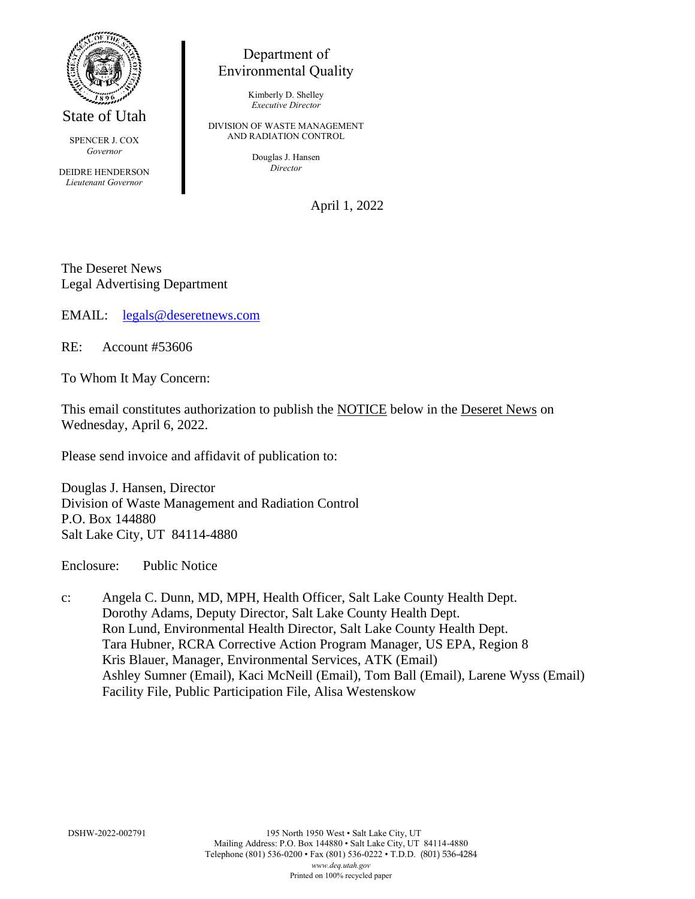State of Utah

SPENCER J. COX
*Governor*

DEIDRE HENDERSON
*Lieutenant Governor*

Department of
Environmental Quality

Kimberly D. Shelley
*Executive Director*

DIVISION OF WASTE MANAGEMENT
AND RADIATION CONTROL

Douglas J. Hansen
*Director*

April 1, 2022

The Deseret News
Legal Advertising Department

EMAIL: legals@deseretnews.com

RE: Account #53606

To Whom It May Concern:

This email constitutes authorization to publish the NOTICE below in the Deseret News on Wednesday, April 6, 2022.

Please send invoice and affidavit of publication to:

Douglas J. Hansen, Director
Division of Waste Management and Radiation Control
P.O. Box 144880
Salt Lake City, UT 84114-4880

Enclosure: Public Notice

c: Angela C. Dunn, MD, MPH, Health Officer, Salt Lake County Health Dept.
Dorothy Adams, Deputy Director, Salt Lake County Health Dept.
Ron Lund, Environmental Health Director, Salt Lake County Health Dept.
Tara Hubner, RCRA Corrective Action Program Manager, US EPA, Region 8
Kris Blauer, Manager, Environmental Services, ATK (Email)
Ashley Sumner (Email), Kaci McNeill (Email), Tom Ball (Email), Larene Wyss (Email)
Facility File, Public Participation File, Alisa Westenskow

DSHW-2022-002791

195 North 1950 West • Salt Lake City, UT
Mailing Address: P.O. Box 144880 • Salt Lake City, UT 84114-4880
Telephone (801) 536-0200 • Fax (801) 536-0222 • T.D.D. (801) 536-4284
*www.deq.utah.gov*
Printed on 100% recycled paper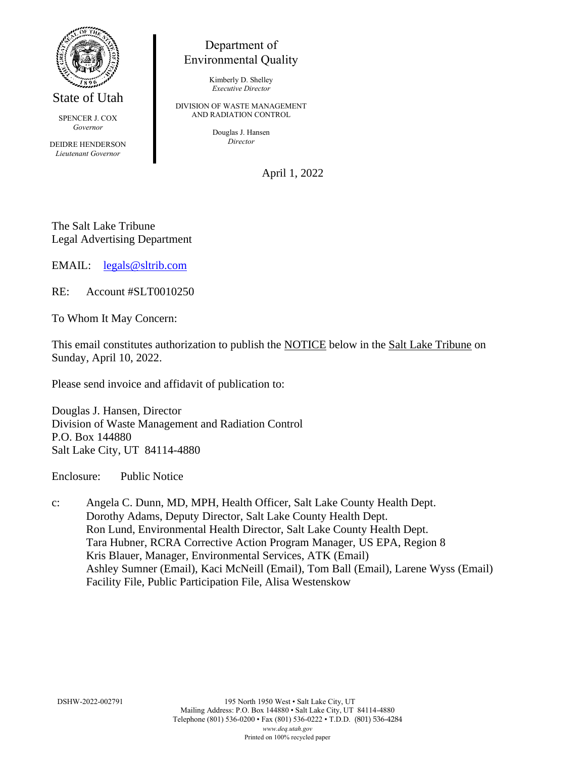State of Utah

SPENCER J. COX
*Governor*

DEIDRE HENDERSON
*Lieutenant Governor*

Department of
Environmental Quality

Kimberly D. Shelley
*Executive Director*

DIVISION OF WASTE MANAGEMENT
AND RADIATION CONTROL

Douglas J. Hansen
*Director*

April 1, 2022

The Salt Lake Tribune
Legal Advertising Department

EMAIL: legals@sltrib.com

RE: Account #SLT0010250

To Whom It May Concern:

This email constitutes authorization to publish the NOTICE below in the Salt Lake Tribune on Sunday, April 10, 2022.

Please send invoice and affidavit of publication to:

Douglas J. Hansen, Director
Division of Waste Management and Radiation Control
P.O. Box 144880
Salt Lake City, UT 84114-4880

Enclosure: Public Notice

c: Angela C. Dunn, MD, MPH, Health Officer, Salt Lake County Health Dept.
Dorothy Adams, Deputy Director, Salt Lake County Health Dept.
Ron Lund, Environmental Health Director, Salt Lake County Health Dept.
Tara Hubner, RCRA Corrective Action Program Manager, US EPA, Region 8
Kris Blauer, Manager, Environmental Services, ATK (Email)
Ashley Sumner (Email), Kaci McNeill (Email), Tom Ball (Email), Larene Wyss (Email)
Facility File, Public Participation File, Alisa Westenskow

DSHW-2022-002791

195 North 1950 West • Salt Lake City, UT
Mailing Address: P.O. Box 144880 • Salt Lake City, UT 84114-4880
Telephone (801) 536-0200 • Fax (801) 536-0222 • T.D.D. (801) 536-4284
*www.deq.utah.gov*
Printed on 100% recycled paper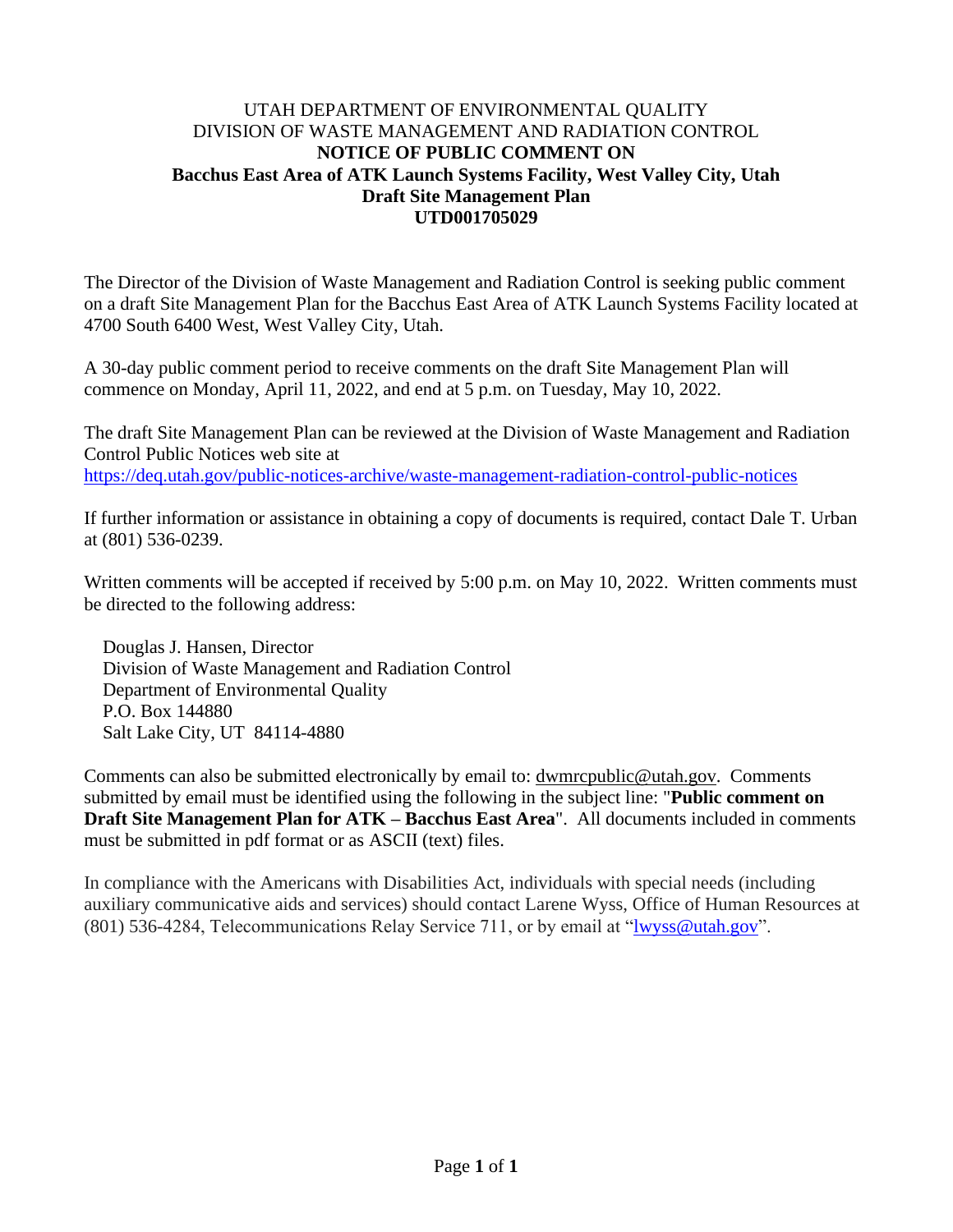UTAH DEPARTMENT OF ENVIRONMENTAL QUALITY
DIVISION OF WASTE MANAGEMENT AND RADIATION CONTROL

**NOTICE OF PUBLIC COMMENT ON**
**Bacchus East Area of ATK Launch Systems Facility, West Valley City, Utah**
**Draft Site Management Plan**
**UTD001705029**

The Director of the Division of Waste Management and Radiation Control is seeking public comment on a draft Site Management Plan for the Bacchus East Area of ATK Launch Systems Facility located at 4700 South 6400 West, West Valley City, Utah.

A 30-day public comment period to receive comments on the draft Site Management Plan will commence on Monday, April 11, 2022, and end at 5 p.m. on Tuesday, May 10, 2022.

The draft Site Management Plan can be reviewed at the Division of Waste Management and Radiation Control Public Notices web site at https://deq.utah.gov/public-notices-archive/waste-management-radiation-control-public-notices

If further information or assistance in obtaining a copy of documents is required, contact Dale T. Urban at (801) 536-0239.

Written comments will be accepted if received by 5:00 p.m. on May 10, 2022. Written comments must be directed to the following address:

Douglas J. Hansen, Director
Division of Waste Management and Radiation Control
Department of Environmental Quality
P.O. Box 144880
Salt Lake City, UT 84114-4880

Comments can also be submitted electronically by email to: dwmrcpublic@utah.gov. Comments submitted by email must be identified using the following in the subject line: "**Public comment on Draft Site Management Plan for ATK – Bacchus East Area**". All documents included in comments must be submitted in pdf format or as ASCII (text) files.

In compliance with the Americans with Disabilities Act, individuals with special needs (including auxiliary communicative aids and services) should contact Larene Wyss, Office of Human Resources at (801) 536-4284, Telecommunications Relay Service 711, or by email at "lwyss@utah.gov".